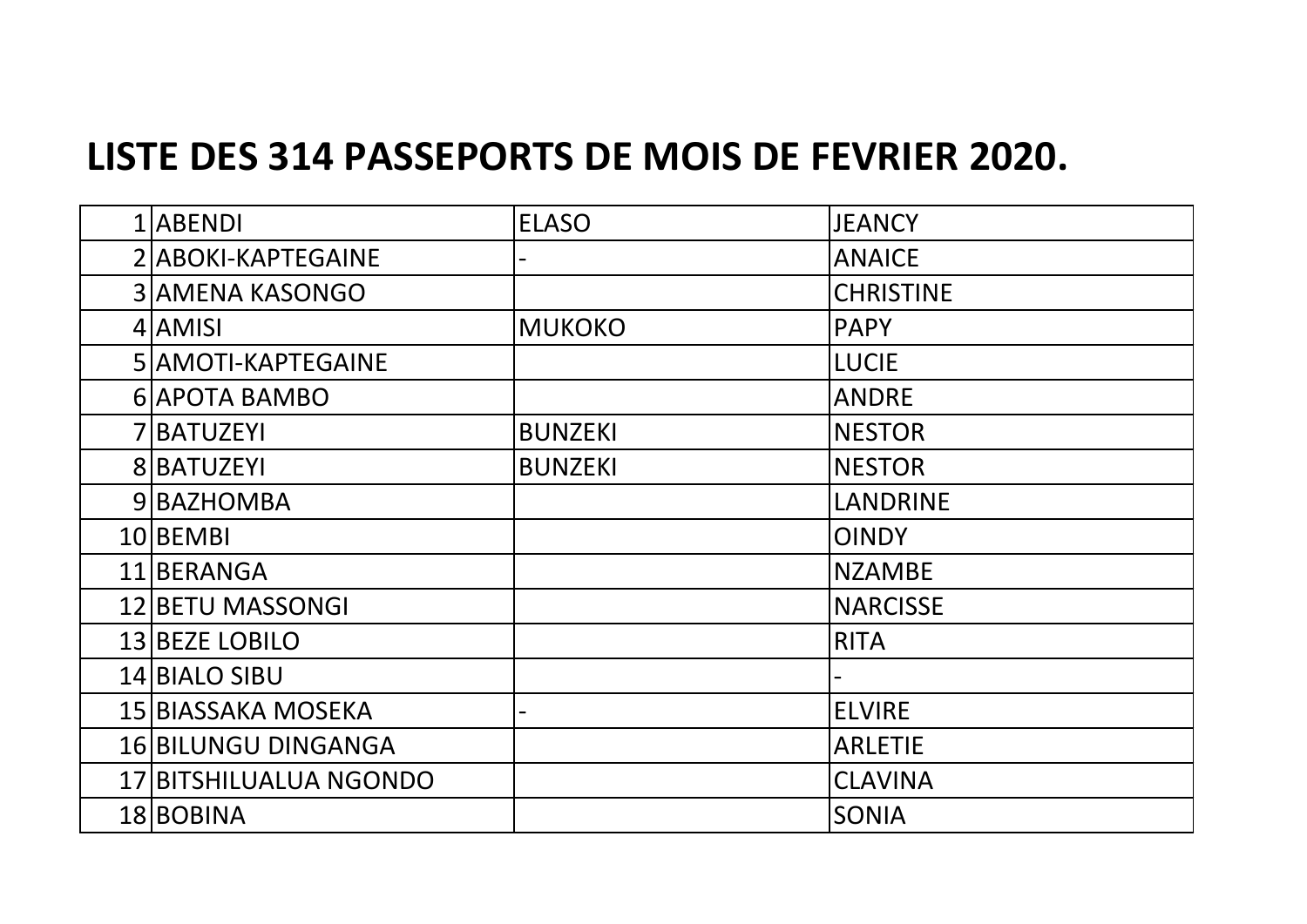# LISTE DES 314 PASSEPORTS DE MOIS DE FEVRIER 2020.

| | | | |
|---|---|---|---|
| 1 | ABENDI | ELASO | JEANCY |
| 2 | ABOKI-KAPTEGAINE | - | ANAICE |
| 3 | AMENA KASONGO | | CHRISTINE |
| 4 | AMISI | MUKOKO | PAPY |
| 5 | AMOTI-KAPTEGAINE | | LUCIE |
| 6 | APOTA BAMBO | | ANDRE |
| 7 | BATUZEYI | BUNZEKI | NESTOR |
| 8 | BATUZEYI | BUNZEKI | NESTOR |
| 9 | BAZHOMBA | | LANDRINE |
| 10 | BEMBI | | OINDY |
| 11 | BERANGA | | NZAMBE |
| 12 | BETU MASSONGI | | NARCISSE |
| 13 | BEZE LOBILO | | RITA |
| 14 | BIALO SIBU | | - |
| 15 | BIASSAKA MOSEKA | - | ELVIRE |
| 16 | BILUNGU DINGANGA | | ARLETIE |
| 17 | BITSHILUALUA NGONDO | | CLAVINA |
| 18 | BOBINA | | SONIA |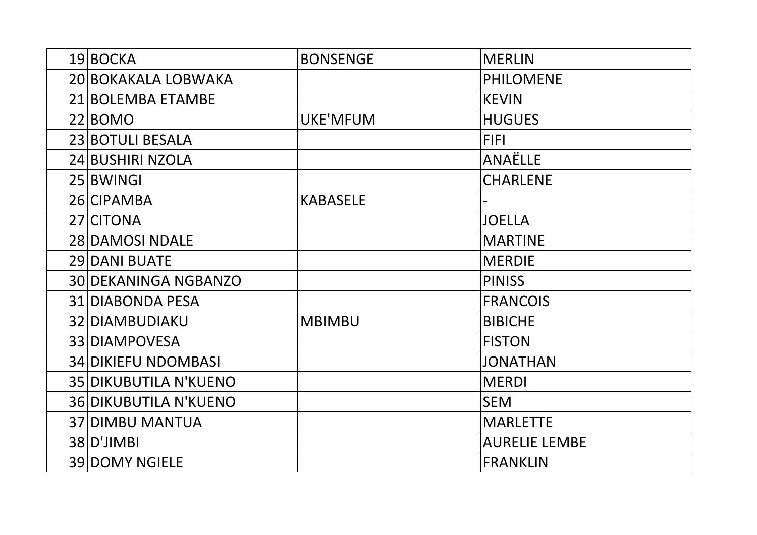| | | | |
|---|---|---|---|
| 19 | BOCKA | BONSENGE | MERLIN |
| 20 | BOKAKALA LOBWAKA | | PHILOMENE |
| 21 | BOLEMBA ETAMBE | | KEVIN |
| 22 | BOMO | UKE'MFUM | HUGUES |
| 23 | BOTULI BESALA | | FIFI |
| 24 | BUSHIRI NZOLA | | ANAËLLE |
| 25 | BWINGI | | CHARLENE |
| 26 | CIPAMBA | KABASELE | - |
| 27 | CITONA | | JOELLA |
| 28 | DAMOSI NDALE | | MARTINE |
| 29 | DANI BUATE | | MERDIE |
| 30 | DEKANINGA NGBANZO | | PINISS |
| 31 | DIABONDA PESA | | FRANCOIS |
| 32 | DIAMBUDIAKU | MBIMBU | BIBICHE |
| 33 | DIAMPOVESA | | FISTON |
| 34 | DIKIEFU NDOMBASI | | JONATHAN |
| 35 | DIKUBUTILA N'KUENO | | MERDI |
| 36 | DIKUBUTILA N'KUENO | | SEM |
| 37 | DIMBU MANTUA | | MARLETTE |
| 38 | D'JIMBI | | AURELIE LEMBE |
| 39 | DOMY NGIELE | | FRANKLIN |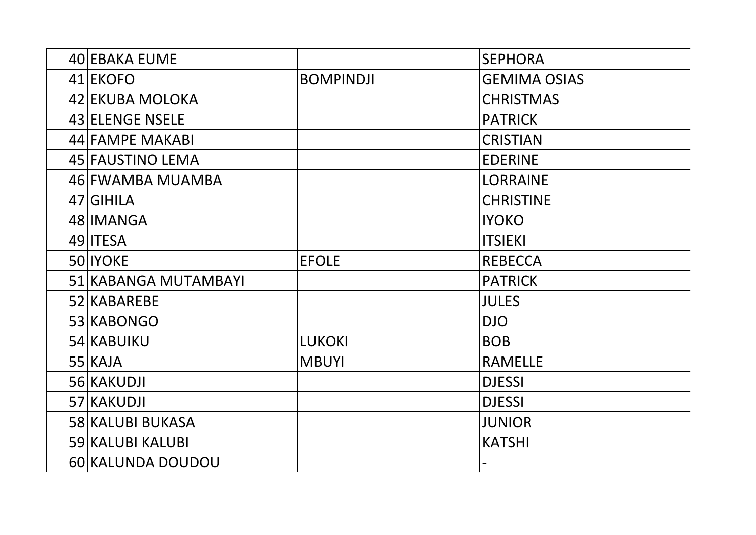| | | | |
|---|---|---|---|
| 40 | EBAKA EUME | | SEPHORA |
| 41 | EKOFO | BOMPINDJI | GEMIMA OSIAS |
| 42 | EKUBA MOLOKA | | CHRISTMAS |
| 43 | ELENGE NSELE | | PATRICK |
| 44 | FAMPE MAKABI | | CRISTIAN |
| 45 | FAUSTINO LEMA | | EDERINE |
| 46 | FWAMBA MUAMBA | | LORRAINE |
| 47 | GIHILA | | CHRISTINE |
| 48 | IMANGA | | IYOKO |
| 49 | ITESA | | ITSIEKI |
| 50 | IYOKE | EFOLE | REBECCA |
| 51 | KABANGA MUTAMBAYI | | PATRICK |
| 52 | KABAREBE | | JULES |
| 53 | KABONGO | | DJO |
| 54 | KABUIKU | LUKOKI | BOB |
| 55 | KAJA | MBUYI | RAMELLE |
| 56 | KAKUDJI | | DJESSI |
| 57 | KAKUDJI | | DJESSI |
| 58 | KALUBI BUKASA | | JUNIOR |
| 59 | KALUBI KALUBI | | KATSHI |
| 60 | KALUNDA DOUDOU | | - |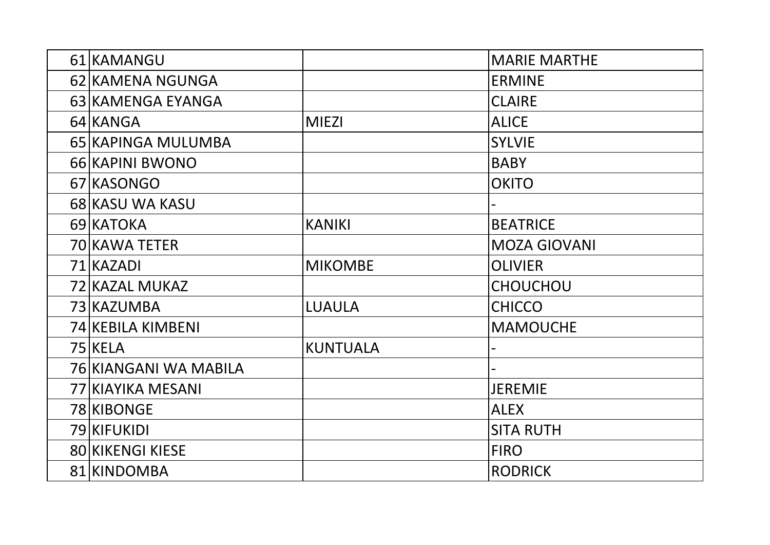| | | | |
|---|---|---|---|
| 61 | KAMANGU | | MARIE MARTHE |
| 62 | KAMENA NGUNGA | | ERMINE |
| 63 | KAMENGA EYANGA | | CLAIRE |
| 64 | KANGA | MIEZI | ALICE |
| 65 | KAPINGA MULUMBA | | SYLVIE |
| 66 | KAPINI BWONO | | BABY |
| 67 | KASONGO | | OKITO |
| 68 | KASU WA KASU | | - |
| 69 | KATOKA | KANIKI | BEATRICE |
| 70 | KAWA TETER | | MOZA GIOVANI |
| 71 | KAZADI | MIKOMBE | OLIVIER |
| 72 | KAZAL MUKAZ | | CHOUCHOU |
| 73 | KAZUMBA | LUAULA | CHICCO |
| 74 | KEBILA KIMBENI | | MAMOUCHE |
| 75 | KELA | KUNTUALA | - |
| 76 | KIANGANI WA MABILA | | - |
| 77 | KIAYIKA MESANI | | JEREMIE |
| 78 | KIBONGE | | ALEX |
| 79 | KIFUKIDI | | SITA RUTH |
| 80 | KIKENGI KIESE | | FIRO |
| 81 | KINDOMBA | | RODRICK |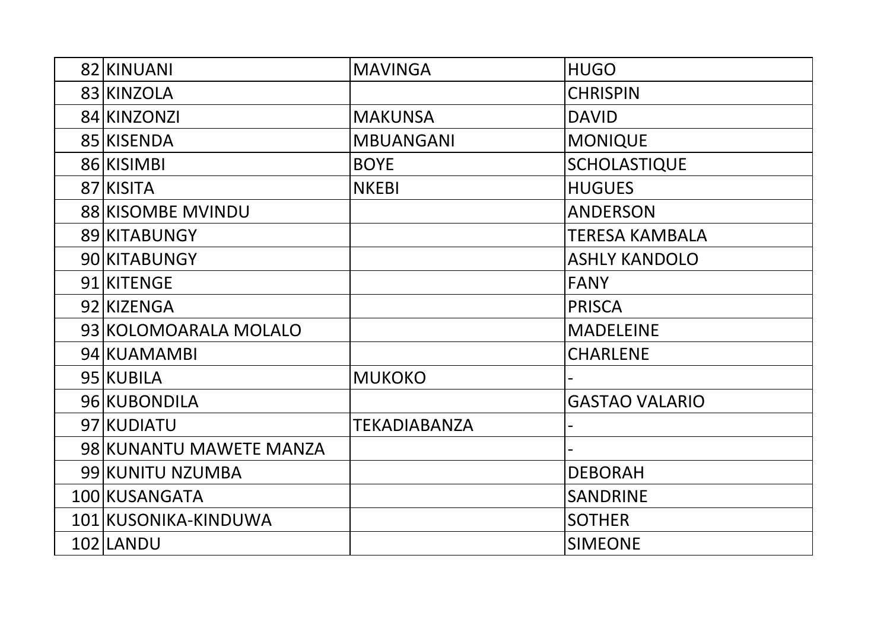| | | | |
|---|---|---|---|
| 82 | KINUANI | MAVINGA | HUGO |
| 83 | KINZOLA | | CHRISPIN |
| 84 | KINZONZI | MAKUNSA | DAVID |
| 85 | KISENDA | MBUANGANI | MONIQUE |
| 86 | KISIMBI | BOYE | SCHOLASTIQUE |
| 87 | KISITA | NKEBI | HUGUES |
| 88 | KISOMBE MVINDU | | ANDERSON |
| 89 | KITABUNGY | | TERESA KAMBALA |
| 90 | KITABUNGY | | ASHLY KANDOLO |
| 91 | KITENGE | | FANY |
| 92 | KIZENGA | | PRISCA |
| 93 | KOLOMOARALA MOLALO | | MADELEINE |
| 94 | KUAMAMBI | | CHARLENE |
| 95 | KUBILA | MUKOKO | - |
| 96 | KUBONDILA | | GASTAO VALARIO |
| 97 | KUDIATU | TEKADIABANZA | - |
| 98 | KUNANTU MAWETE MANZA | | - |
| 99 | KUNITU NZUMBA | | DEBORAH |
| 100 | KUSANGATA | | SANDRINE |
| 101 | KUSONIKA-KINDUWA | | SOTHER |
| 102 | LANDU | | SIMEONE |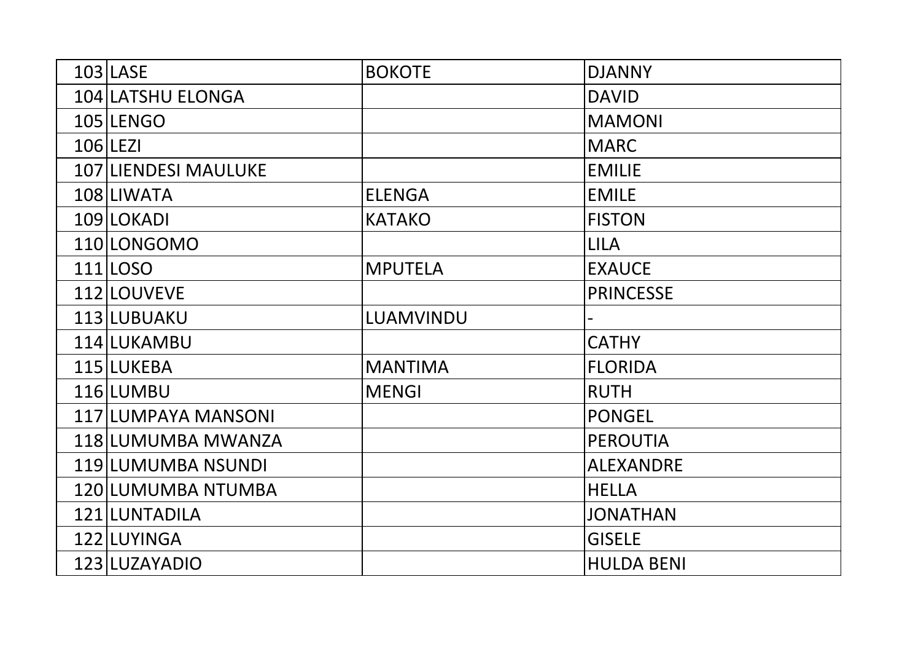| | | | |
|---|---|---|---|
| 103 | LASE | BOKOTE | DJANNY |
| 104 | LATSHU ELONGA | | DAVID |
| 105 | LENGO | | MAMONI |
| 106 | LEZI | | MARC |
| 107 | LIENDESI MAULUKE | | EMILIE |
| 108 | LIWATA | ELENGA | EMILE |
| 109 | LOKADI | KATAKO | FISTON |
| 110 | LONGOMO | | LILA |
| 111 | LOSO | MPUTELA | EXAUCE |
| 112 | LOUVEVE | | PRINCESSE |
| 113 | LUBUAKU | LUAMVINDU | - |
| 114 | LUKAMBU | | CATHY |
| 115 | LUKEBA | MANTIMA | FLORIDA |
| 116 | LUMBU | MENGI | RUTH |
| 117 | LUMPAYA MANSONI | | PONGEL |
| 118 | LUMUMBA MWANZA | | PEROUTIA |
| 119 | LUMUMBA NSUNDI | | ALEXANDRE |
| 120 | LUMUMBA NTUMBA | | HELLA |
| 121 | LUNTADILA | | JONATHAN |
| 122 | LUYINGA | | GISELE |
| 123 | LUZAYADIO | | HULDA BENI |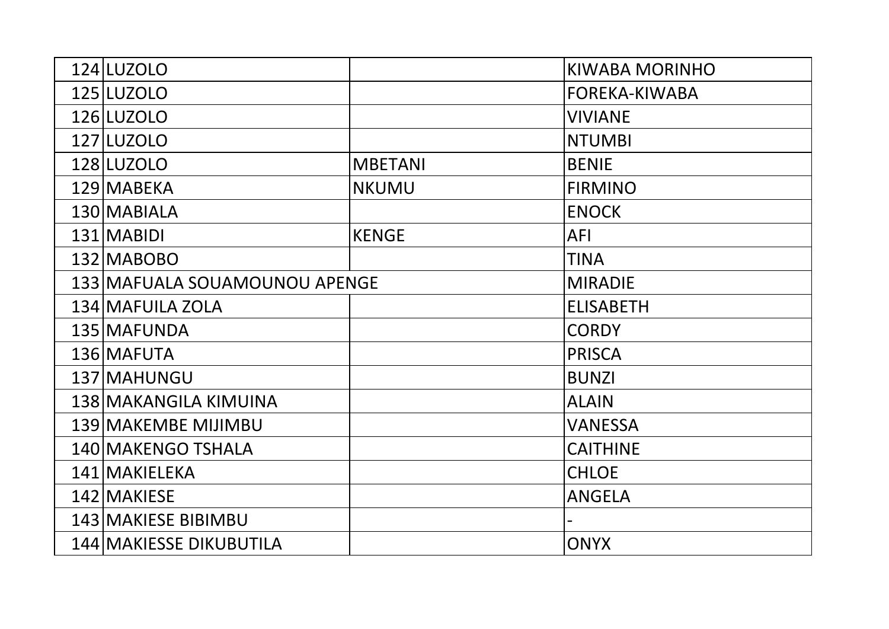| | | | |
|---|---|---|---|
| 124 | LUZOLO | | KIWABA MORINHO |
| 125 | LUZOLO | | FOREKA-KIWABA |
| 126 | LUZOLO | | VIVIANE |
| 127 | LUZOLO | | NTUMBI |
| 128 | LUZOLO | MBETANI | BENIE |
| 129 | MABEKA | NKUMU | FIRMINO |
| 130 | MABIALA | | ENOCK |
| 131 | MABIDI | KENGE | AFI |
| 132 | MABOBO | | TINA |
| 133 | MAFUALA SOUAMOUNOU APENGE | | MIRADIE |
| 134 | MAFUILA ZOLA | | ELISABETH |
| 135 | MAFUNDA | | CORDY |
| 136 | MAFUTA | | PRISCA |
| 137 | MAHUNGU | | BUNZI |
| 138 | MAKANGILA KIMUINA | | ALAIN |
| 139 | MAKEMBE MIJIMBU | | VANESSA |
| 140 | MAKENGO TSHALA | | CAITHINE |
| 141 | MAKIELEKA | | CHLOE |
| 142 | MAKIESE | | ANGELA |
| 143 | MAKIESE BIBIMBU | | - |
| 144 | MAKIESSE DIKUBUTILA | | ONYX |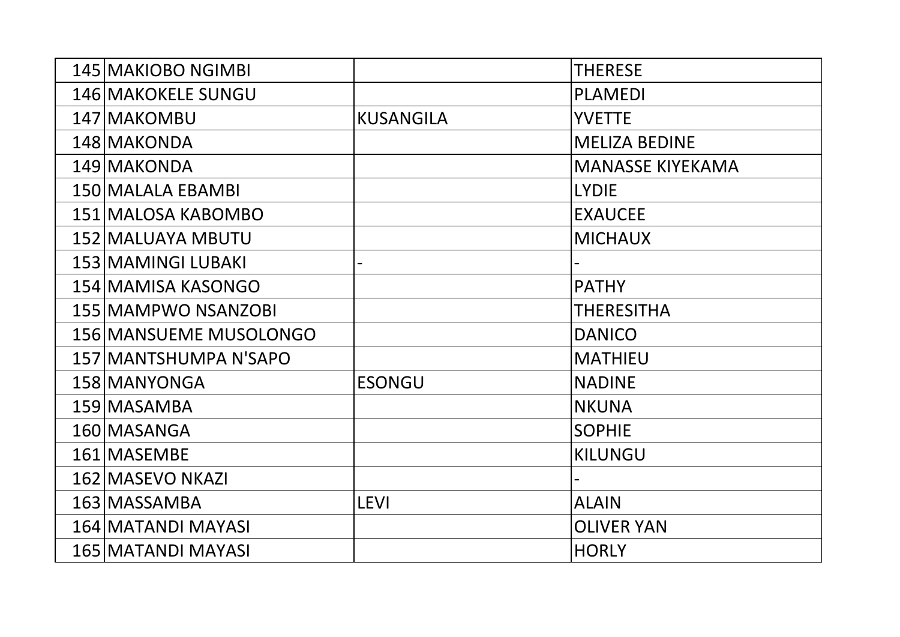| | | | |
|---|---|---|---|
| 145 | MAKIOBO NGIMBI | | THERESE |
| 146 | MAKOKELE SUNGU | | PLAMEDI |
| 147 | MAKOMBU | KUSANGILA | YVETTE |
| 148 | MAKONDA | | MELIZA BEDINE |
| 149 | MAKONDA | | MANASSE KIYEKAMA |
| 150 | MALALA EBAMBI | | LYDIE |
| 151 | MALOSA KABOMBO | | EXAUCEE |
| 152 | MALUAYA MBUTU | | MICHAUX |
| 153 | MAMINGI LUBAKI | - | - |
| 154 | MAMISA KASONGO | | PATHY |
| 155 | MAMPWO NSANZOBI | | THERESITHA |
| 156 | MANSUEME MUSOLONGO | | DANICO |
| 157 | MANTSHUMPA N'SAPO | | MATHIEU |
| 158 | MANYONGA | ESONGU | NADINE |
| 159 | MASAMBA | | NKUNA |
| 160 | MASANGA | | SOPHIE |
| 161 | MASEMBE | | KILUNGU |
| 162 | MASEVO NKAZI | | - |
| 163 | MASSAMBA | LEVI | ALAIN |
| 164 | MATANDI MAYASI | | OLIVER YAN |
| 165 | MATANDI MAYASI | | HORLY |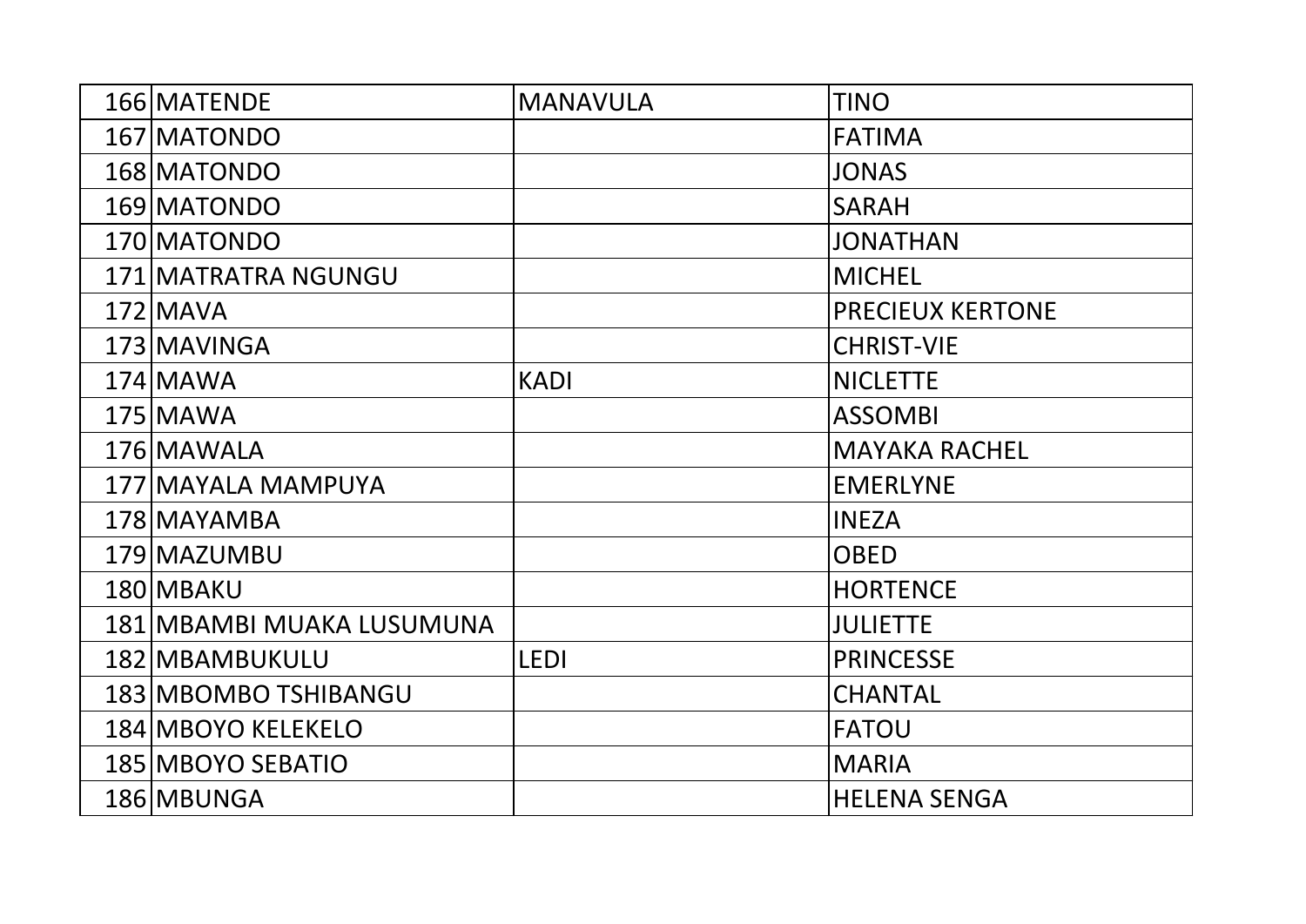| | | | |
|---|---|---|---|
| 166 | MATENDE | MANAVULA | TINO |
| 167 | MATONDO | | FATIMA |
| 168 | MATONDO | | JONAS |
| 169 | MATONDO | | SARAH |
| 170 | MATONDO | | JONATHAN |
| 171 | MATRATRA NGUNGU | | MICHEL |
| 172 | MAVA | | PRECIEUX KERTONE |
| 173 | MAVINGA | | CHRIST-VIE |
| 174 | MAWA | KADI | NICLETTE |
| 175 | MAWA | | ASSOMBI |
| 176 | MAWALA | | MAYAKA RACHEL |
| 177 | MAYALA MAMPUYA | | EMERLYNE |
| 178 | MAYAMBA | | INEZA |
| 179 | MAZUMBU | | OBED |
| 180 | MBAKU | | HORTENCE |
| 181 | MBAMBI MUAKA LUSUMUNA | | JULIETTE |
| 182 | MBAMBUKULU | LEDI | PRINCESSE |
| 183 | MBOMBO TSHIBANGU | | CHANTAL |
| 184 | MBOYO KELEKELO | | FATOU |
| 185 | MBOYO SEBATIO | | MARIA |
| 186 | MBUNGA | | HELENA SENGA |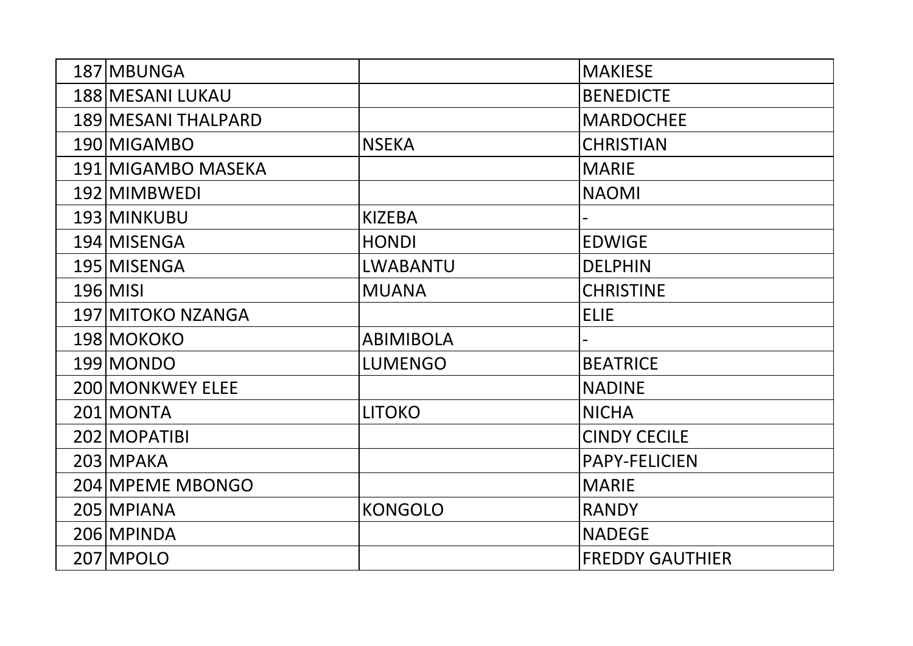| | | | |
|---|---|---|---|
| 187 | MBUNGA | | MAKIESE |
| 188 | MESANI LUKAU | | BENEDICTE |
| 189 | MESANI THALPARD | | MARDOCHEE |
| 190 | MIGAMBO | NSEKA | CHRISTIAN |
| 191 | MIGAMBO MASEKA | | MARIE |
| 192 | MIMBWEDI | | NAOMI |
| 193 | MINKUBU | KIZEBA | - |
| 194 | MISENGA | HONDI | EDWIGE |
| 195 | MISENGA | LWABANTU | DELPHIN |
| 196 | MISI | MUANA | CHRISTINE |
| 197 | MITOKO NZANGA | | ELIE |
| 198 | MOKOKO | ABIMIBOLA | - |
| 199 | MONDO | LUMENGO | BEATRICE |
| 200 | MONKWEY ELEE | | NADINE |
| 201 | MONTA | LITOKO | NICHA |
| 202 | MOPATIBI | | CINDY CECILE |
| 203 | MPAKA | | PAPY-FELICIEN |
| 204 | MPEME MBONGO | | MARIE |
| 205 | MPIANA | KONGOLO | RANDY |
| 206 | MPINDA | | NADEGE |
| 207 | MPOLO | | FREDDY GAUTHIER |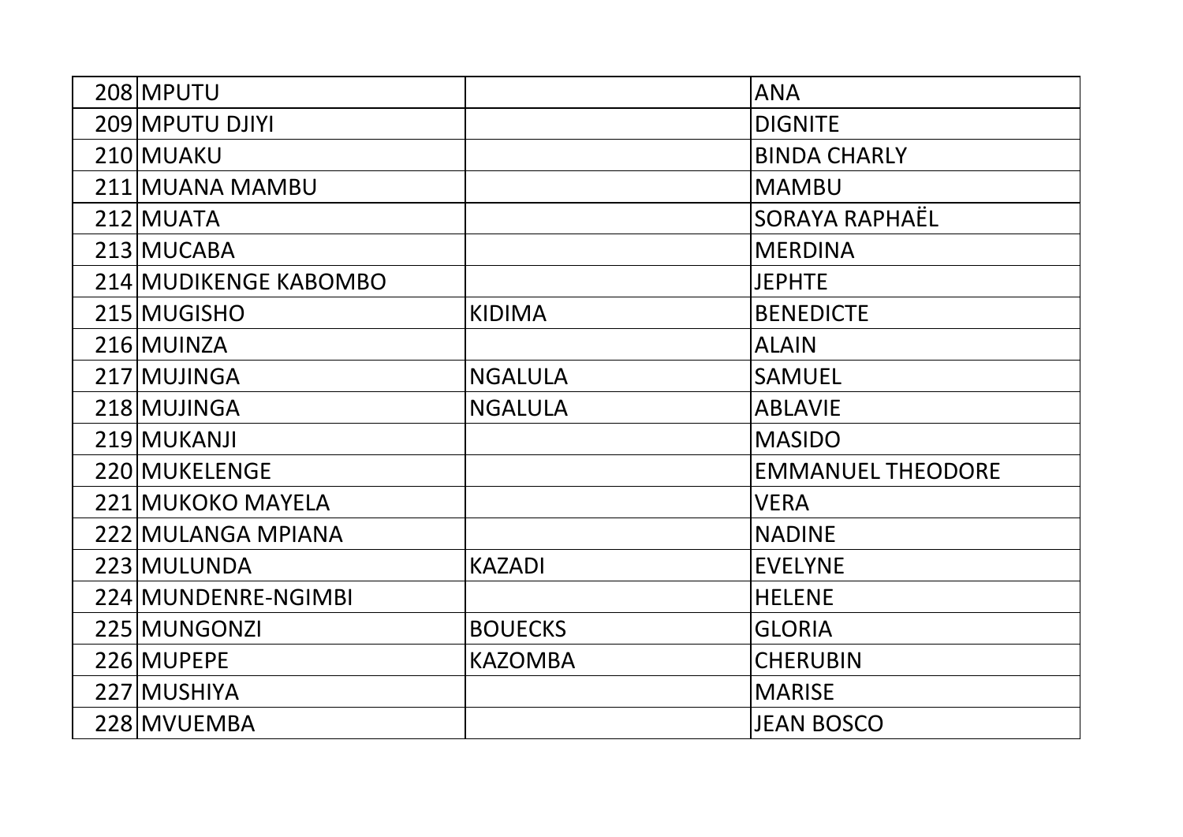| | | | |
|---|---|---|---|
| 208 | MPUTU | | ANA |
| 209 | MPUTU DJIYI | | DIGNITE |
| 210 | MUAKU | | BINDA CHARLY |
| 211 | MUANA MAMBU | | MAMBU |
| 212 | MUATA | | SORAYA RAPHAËL |
| 213 | MUCABA | | MERDINA |
| 214 | MUDIKENGE KABOMBO | | JEPHTE |
| 215 | MUGISHO | KIDIMA | BENEDICTE |
| 216 | MUINZA | | ALAIN |
| 217 | MUJINGA | NGALULA | SAMUEL |
| 218 | MUJINGA | NGALULA | ABLAVIE |
| 219 | MUKANJI | | MASIDO |
| 220 | MUKELENGE | | EMMANUEL THEODORE |
| 221 | MUKOKO MAYELA | | VERA |
| 222 | MULANGA MPIANA | | NADINE |
| 223 | MULUNDA | KAZADI | EVELYNE |
| 224 | MUNDENRE-NGIMBI | | HELENE |
| 225 | MUNGONZI | BOUECKS | GLORIA |
| 226 | MUPEPE | KAZOMBA | CHERUBIN |
| 227 | MUSHIYA | | MARISE |
| 228 | MVUEMBA | | JEAN BOSCO |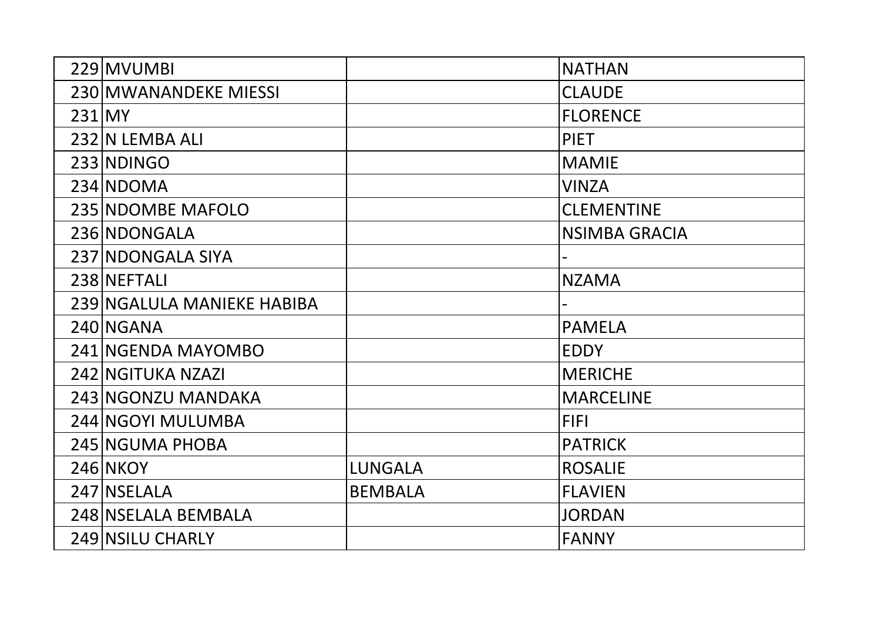| | | | |
|---|---|---|---|
| 229 | MVUMBI | | NATHAN |
| 230 | MWANANDEKE MIESSI | | CLAUDE |
| 231 | MY | | FLORENCE |
| 232 | N LEMBA ALI | | PIET |
| 233 | NDINGO | | MAMIE |
| 234 | NDOMA | | VINZA |
| 235 | NDOMBE MAFOLO | | CLEMENTINE |
| 236 | NDONGALA | | NSIMBA GRACIA |
| 237 | NDONGALA SIYA | | - |
| 238 | NEFTALI | | NZAMA |
| 239 | NGALULA MANIEKE HABIBA | | - |
| 240 | NGANA | | PAMELA |
| 241 | NGENDA MAYOMBO | | EDDY |
| 242 | NGITUKA NZAZI | | MERICHE |
| 243 | NGONZU MANDAKA | | MARCELINE |
| 244 | NGOYI MULUMBA | | FIFI |
| 245 | NGUMA PHOBA | | PATRICK |
| 246 | NKOY | LUNGALA | ROSALIE |
| 247 | NSELALA | BEMBALA | FLAVIEN |
| 248 | NSELALA BEMBALA | | JORDAN |
| 249 | NSILU CHARLY | | FANNY |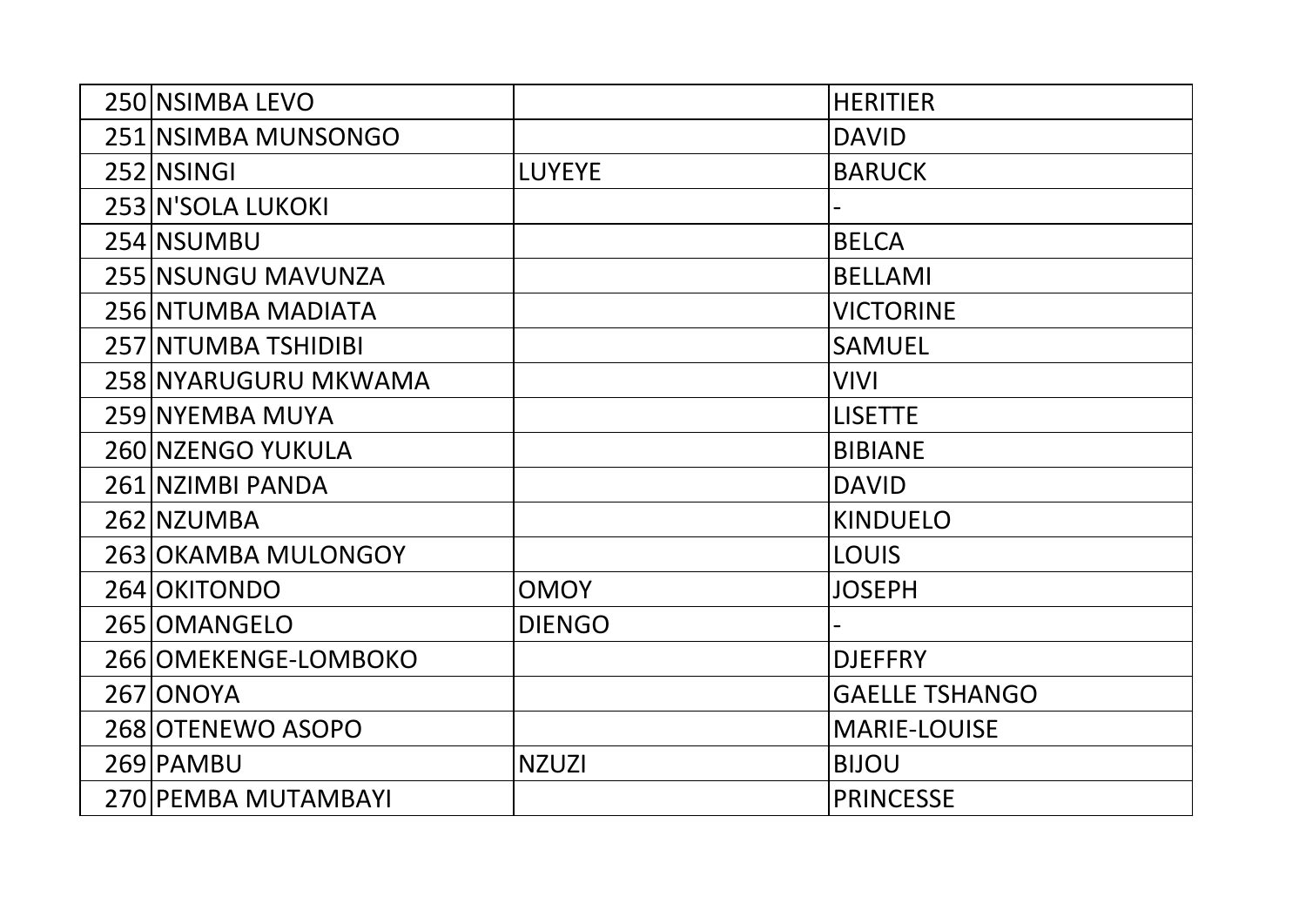| | | | |
|---|---|---|---|
| 250 | NSIMBA LEVO | | HERITIER |
| 251 | NSIMBA MUNSONGO | | DAVID |
| 252 | NSINGI | LUYEYE | BARUCK |
| 253 | N'SOLA LUKOKI | | - |
| 254 | NSUMBU | | BELCA |
| 255 | NSUNGU MAVUNZA | | BELLAMI |
| 256 | NTUMBA MADIATA | | VICTORINE |
| 257 | NTUMBA TSHIDIBI | | SAMUEL |
| 258 | NYARUGURU MKWAMA | | VIVI |
| 259 | NYEMBA MUYA | | LISETTE |
| 260 | NZENGO YUKULA | | BIBIANE |
| 261 | NZIMBI PANDA | | DAVID |
| 262 | NZUMBA | | KINDUELO |
| 263 | OKAMBA MULONGOY | | LOUIS |
| 264 | OKITONDO | OMOY | JOSEPH |
| 265 | OMANGELO | DIENGO | - |
| 266 | OMEKENGE-LOMBOKO | | DJEFFRY |
| 267 | ONOYA | | GAELLE TSHANGO |
| 268 | OTENEWO ASOPO | | MARIE-LOUISE |
| 269 | PAMBU | NZUZI | BIJOU |
| 270 | PEMBA MUTAMBAYI | | PRINCESSE |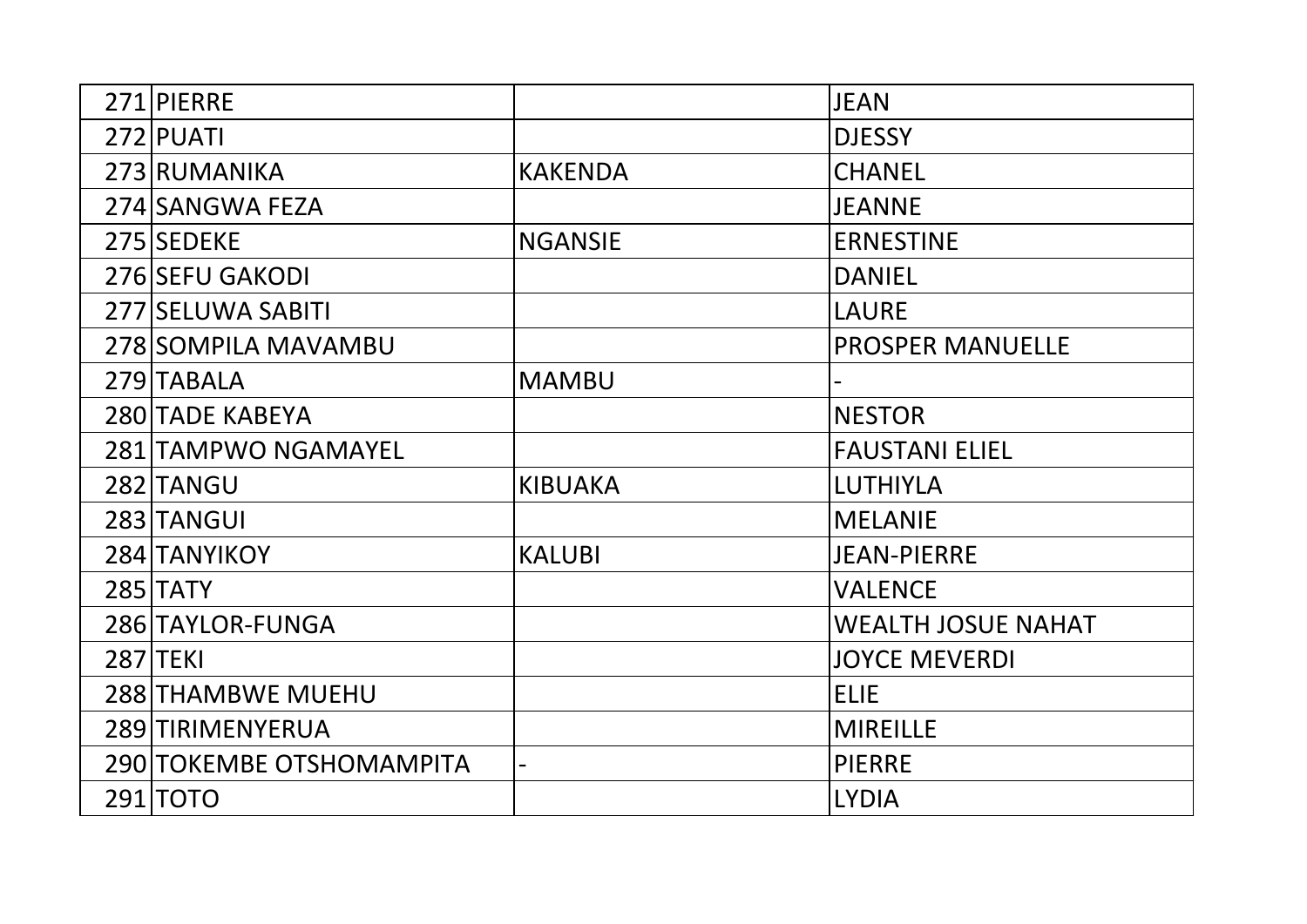| | | | |
|---|---|---|---|
| 271 | PIERRE | | JEAN |
| 272 | PUATI | | DJESSY |
| 273 | RUMANIKA | KAKENDA | CHANEL |
| 274 | SANGWA FEZA | | JEANNE |
| 275 | SEDEKE | NGANSIE | ERNESTINE |
| 276 | SEFU GAKODI | | DANIEL |
| 277 | SELUWA SABITI | | LAURE |
| 278 | SOMPILA MAVAMBU | | PROSPER MANUELLE |
| 279 | TABALA | MAMBU | - |
| 280 | TADE KABEYA | | NESTOR |
| 281 | TAMPWO NGAMAYEL | | FAUSTANI ELIEL |
| 282 | TANGU | KIBUAKA | LUTHIYLA |
| 283 | TANGUI | | MELANIE |
| 284 | TANYIKOY | KALUBI | JEAN-PIERRE |
| 285 | TATY | | VALENCE |
| 286 | TAYLOR-FUNGA | | WEALTH JOSUE NAHAT |
| 287 | TEKI | | JOYCE MEVERDI |
| 288 | THAMBWE MUEHU | | ELIE |
| 289 | TIRIMENYERUA | | MIREILLE |
| 290 | TOKEMBE OTSHOMAMPITA | - | PIERRE |
| 291 | TOTO | | LYDIA |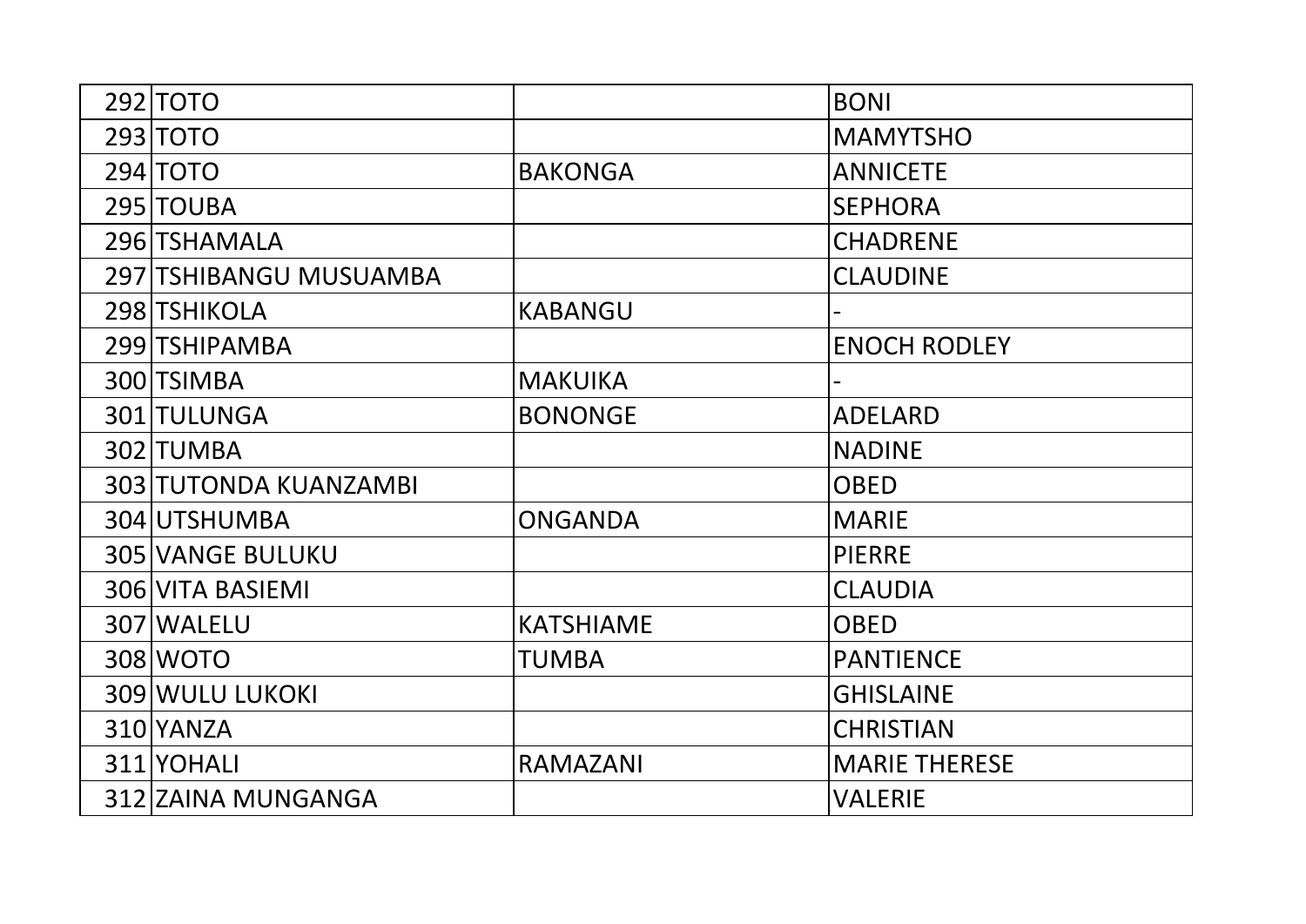| | | | |
|---|---|---|---|
| 292 | TOTO | | BONI |
| 293 | TOTO | | MAMYTSHO |
| 294 | TOTO | BAKONGA | ANNICETE |
| 295 | TOUBA | | SEPHORA |
| 296 | TSHAMALA | | CHADRENE |
| 297 | TSHIBANGU MUSUAMBA | | CLAUDINE |
| 298 | TSHIKOLA | KABANGU | - |
| 299 | TSHIPAMBA | | ENOCH RODLEY |
| 300 | TSIMBA | MAKUIKA | - |
| 301 | TULUNGA | BONONGE | ADELARD |
| 302 | TUMBA | | NADINE |
| 303 | TUTONDA KUANZAMBI | | OBED |
| 304 | UTSHUMBA | ONGANDA | MARIE |
| 305 | VANGE BULUKU | | PIERRE |
| 306 | VITA BASIEMI | | CLAUDIA |
| 307 | WALELU | KATSHIAME | OBED |
| 308 | WOTO | TUMBA | PANTIENCE |
| 309 | WULU LUKOKI | | GHISLAINE |
| 310 | YANZA | | CHRISTIAN |
| 311 | YOHALI | RAMAZANI | MARIE THERESE |
| 312 | ZAINA MUNGANGA | | VALERIE |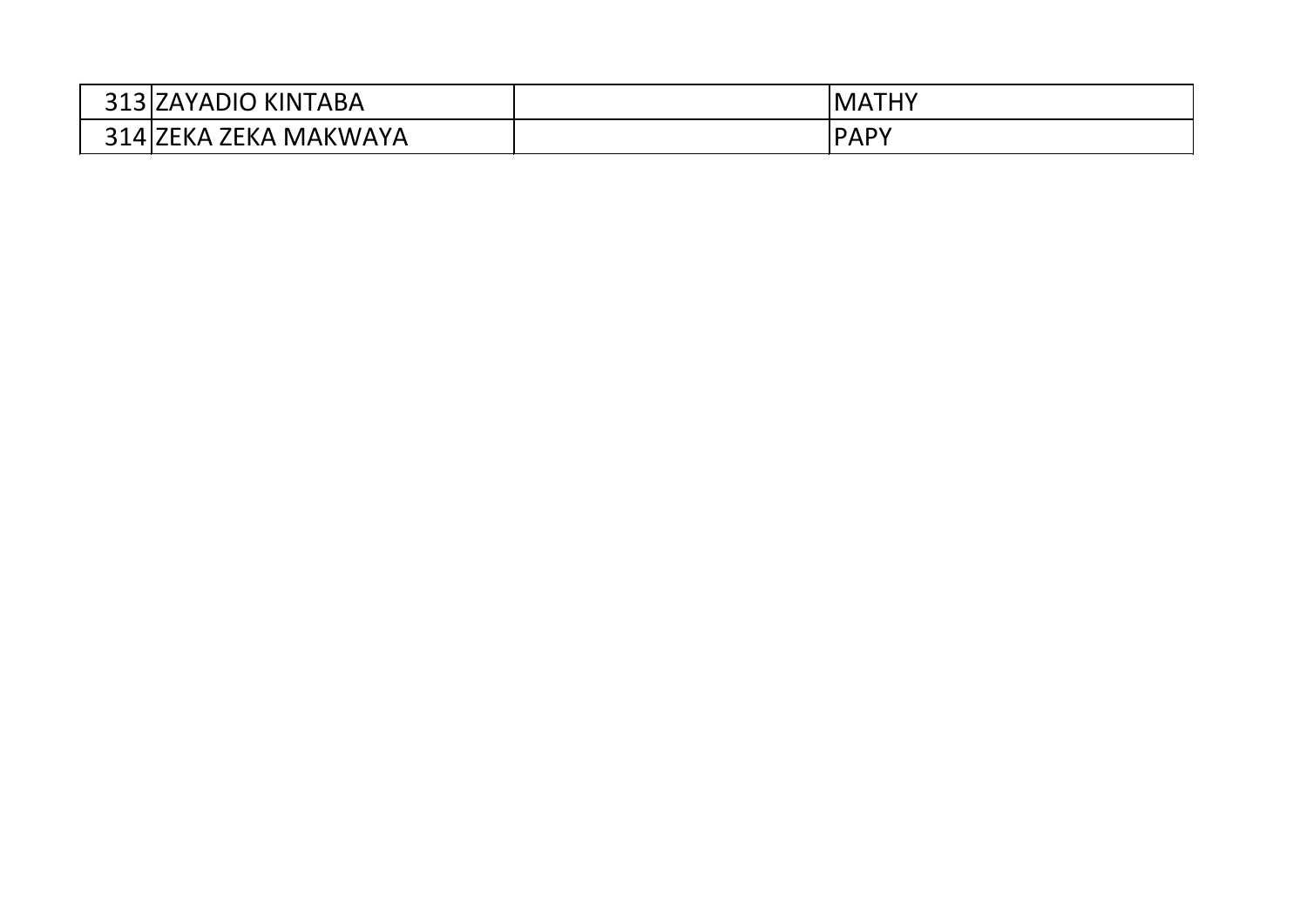| | | | |
|---|---|---|---|
| 313 | ZAYADIO KINTABA | | MATHY |
| 314 | ZEKA ZEKA MAKWAYA | | PAPY |